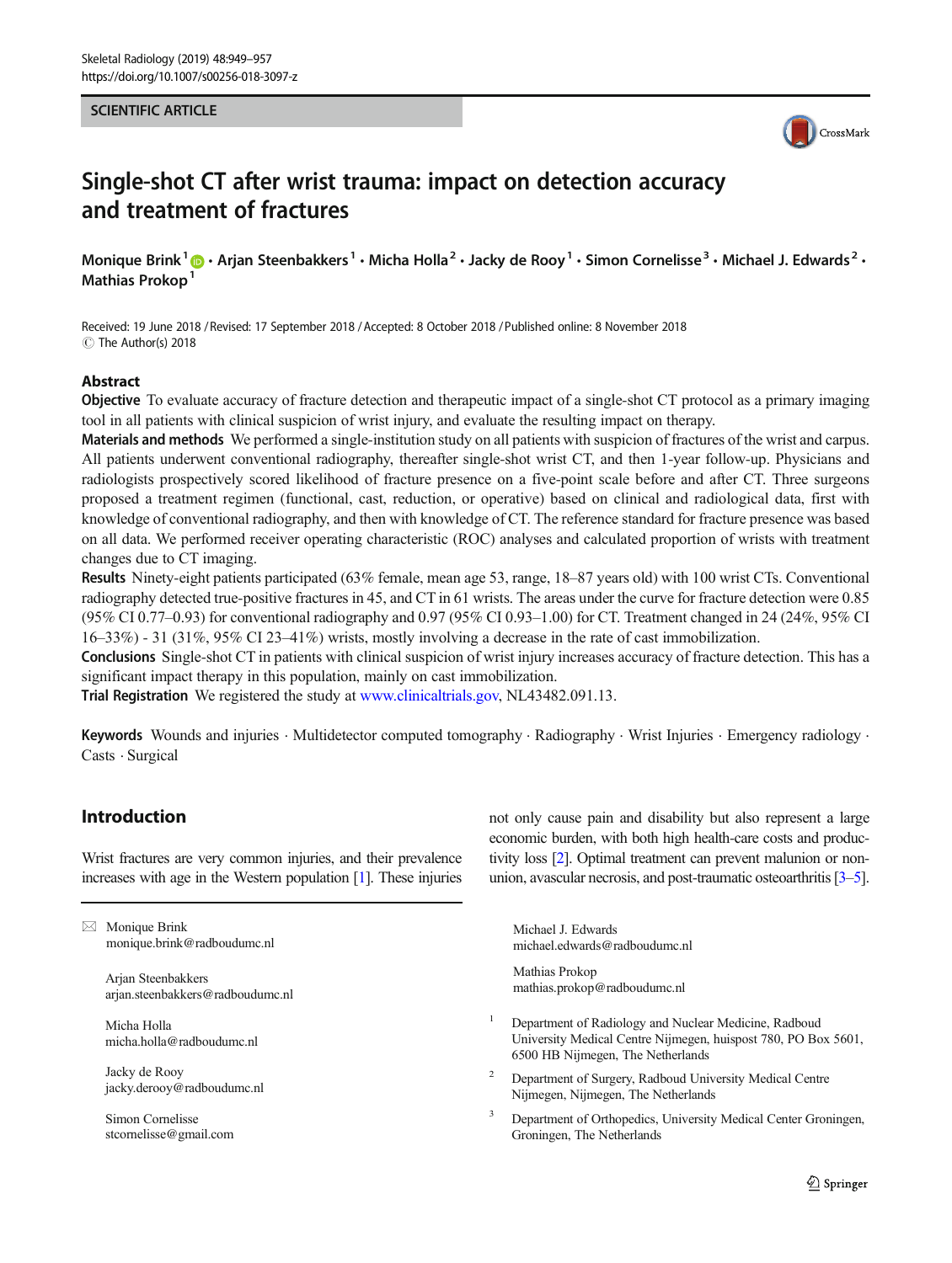SCIENTIFIC ARTICLE

# Single-shot CT after wrist trauma: impact on detection accuracy and treatment of fractures

Monique Brink[1] · Arjan Steenbakkers[1] · Micha Holla[2] · Jacky de Rooy[1] · Simon Cornelisse[3] · Michael J. Edwards[2] · Mathias Prokop[1]

Received: 19 June 2018 / Revised: 17 September 2018 / Accepted: 8 October 2018 / Published online: 8 November 2018
© The Author(s) 2018

## Abstract

**Objective** To evaluate accuracy of fracture detection and therapeutic impact of a single-shot CT protocol as a primary imaging tool in all patients with clinical suspicion of wrist injury, and evaluate the resulting impact on therapy.

**Materials and methods** We performed a single-institution study on all patients with suspicion of fractures of the wrist and carpus. All patients underwent conventional radiography, thereafter single-shot wrist CT, and then 1-year follow-up. Physicians and radiologists prospectively scored likelihood of fracture presence on a five-point scale before and after CT. Three surgeons proposed a treatment regimen (functional, cast, reduction, or operative) based on clinical and radiological data, first with knowledge of conventional radiography, and then with knowledge of CT. The reference standard for fracture presence was based on all data. We performed receiver operating characteristic (ROC) analyses and calculated proportion of wrists with treatment changes due to CT imaging.

**Results** Ninety-eight patients participated (63% female, mean age 53, range, 18–87 years old) with 100 wrist CTs. Conventional radiography detected true-positive fractures in 45, and CT in 61 wrists. The areas under the curve for fracture detection were 0.85 (95% CI 0.77–0.93) for conventional radiography and 0.97 (95% CI 0.93–1.00) for CT. Treatment changed in 24 (24%, 95% CI 16–33%) - 31 (31%, 95% CI 23–41%) wrists, mostly involving a decrease in the rate of cast immobilization.

**Conclusions** Single-shot CT in patients with clinical suspicion of wrist injury increases accuracy of fracture detection. This has a significant impact therapy in this population, mainly on cast immobilization.

**Trial Registration** We registered the study at www.clinicaltrials.gov, NL43482.091.13.

**Keywords** Wounds and injuries · Multidetector computed tomography · Radiography · Wrist Injuries · Emergency radiology · Casts · Surgical

## Introduction

Wrist fractures are very common injuries, and their prevalence increases with age in the Western population [1]. These injuries not only cause pain and disability but also represent a large economic burden, with both high health-care costs and productivity loss [2]. Optimal treatment can prevent malunion or nonunion, avascular necrosis, and post-traumatic osteoarthritis [3–5].

✉ Monique Brink
monique.brink@radboudumc.nl

Arjan Steenbakkers
arjan.steenbakkers@radboudumc.nl

Micha Holla
micha.holla@radboudumc.nl

Jacky de Rooy
jacky.derooy@radboudumc.nl

Simon Cornelisse
stcornelisse@gmail.com

Michael J. Edwards
michael.edwards@radboudumc.nl

Mathias Prokop
mathias.prokop@radboudumc.nl

1 Department of Radiology and Nuclear Medicine, Radboud University Medical Centre Nijmegen, huispost 780, PO Box 5601, 6500 HB Nijmegen, The Netherlands

2 Department of Surgery, Radboud University Medical Centre Nijmegen, Nijmegen, The Netherlands

3 Department of Orthopedics, University Medical Center Groningen, Groningen, The Netherlands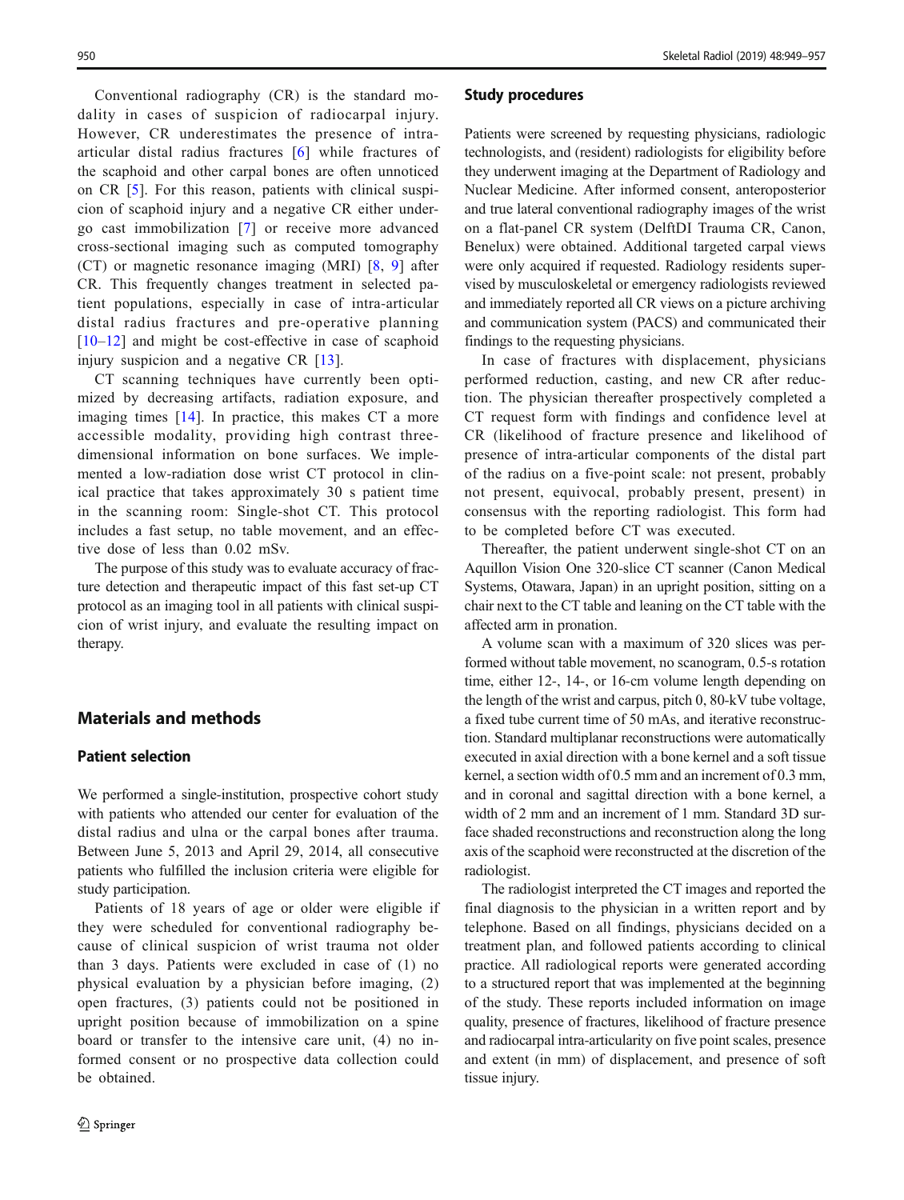Conventional radiography (CR) is the standard modality in cases of suspicion of radiocarpal injury. However, CR underestimates the presence of intra-articular distal radius fractures [6] while fractures of the scaphoid and other carpal bones are often unnoticed on CR [5]. For this reason, patients with clinical suspicion of scaphoid injury and a negative CR either undergo cast immobilization [7] or receive more advanced cross-sectional imaging such as computed tomography (CT) or magnetic resonance imaging (MRI) [8, 9] after CR. This frequently changes treatment in selected patient populations, especially in case of intra-articular distal radius fractures and pre-operative planning [10–12] and might be cost-effective in case of scaphoid injury suspicion and a negative CR [13].

CT scanning techniques have currently been optimized by decreasing artifacts, radiation exposure, and imaging times [14]. In practice, this makes CT a more accessible modality, providing high contrast three-dimensional information on bone surfaces. We implemented a low-radiation dose wrist CT protocol in clinical practice that takes approximately 30 s patient time in the scanning room: Single-shot CT. This protocol includes a fast setup, no table movement, and an effective dose of less than 0.02 mSv.

The purpose of this study was to evaluate accuracy of fracture detection and therapeutic impact of this fast set-up CT protocol as an imaging tool in all patients with clinical suspicion of wrist injury, and evaluate the resulting impact on therapy.

## Materials and methods

### Patient selection

We performed a single-institution, prospective cohort study with patients who attended our center for evaluation of the distal radius and ulna or the carpal bones after trauma. Between June 5, 2013 and April 29, 2014, all consecutive patients who fulfilled the inclusion criteria were eligible for study participation.

Patients of 18 years of age or older were eligible if they were scheduled for conventional radiography because of clinical suspicion of wrist trauma not older than 3 days. Patients were excluded in case of (1) no physical evaluation by a physician before imaging, (2) open fractures, (3) patients could not be positioned in upright position because of immobilization on a spine board or transfer to the intensive care unit, (4) no informed consent or no prospective data collection could be obtained.

### Study procedures

Patients were screened by requesting physicians, radiologic technologists, and (resident) radiologists for eligibility before they underwent imaging at the Department of Radiology and Nuclear Medicine. After informed consent, anteroposterior and true lateral conventional radiography images of the wrist on a flat-panel CR system (DelftDI Trauma CR, Canon, Benelux) were obtained. Additional targeted carpal views were only acquired if requested. Radiology residents supervised by musculoskeletal or emergency radiologists reviewed and immediately reported all CR views on a picture archiving and communication system (PACS) and communicated their findings to the requesting physicians.

In case of fractures with displacement, physicians performed reduction, casting, and new CR after reduction. The physician thereafter prospectively completed a CT request form with findings and confidence level at CR (likelihood of fracture presence and likelihood of presence of intra-articular components of the distal part of the radius on a five-point scale: not present, probably not present, equivocal, probably present, present) in consensus with the reporting radiologist. This form had to be completed before CT was executed.

Thereafter, the patient underwent single-shot CT on an Aquillon Vision One 320-slice CT scanner (Canon Medical Systems, Otawara, Japan) in an upright position, sitting on a chair next to the CT table and leaning on the CT table with the affected arm in pronation.

A volume scan with a maximum of 320 slices was performed without table movement, no scanogram, 0.5-s rotation time, either 12-, 14-, or 16-cm volume length depending on the length of the wrist and carpus, pitch 0, 80-kV tube voltage, a fixed tube current time of 50 mAs, and iterative reconstruction. Standard multiplanar reconstructions were automatically executed in axial direction with a bone kernel and a soft tissue kernel, a section width of 0.5 mm and an increment of 0.3 mm, and in coronal and sagittal direction with a bone kernel, a width of 2 mm and an increment of 1 mm. Standard 3D surface shaded reconstructions and reconstruction along the long axis of the scaphoid were reconstructed at the discretion of the radiologist.

The radiologist interpreted the CT images and reported the final diagnosis to the physician in a written report and by telephone. Based on all findings, physicians decided on a treatment plan, and followed patients according to clinical practice. All radiological reports were generated according to a structured report that was implemented at the beginning of the study. These reports included information on image quality, presence of fractures, likelihood of fracture presence and radiocarpal intra-articularity on five point scales, presence and extent (in mm) of displacement, and presence of soft tissue injury.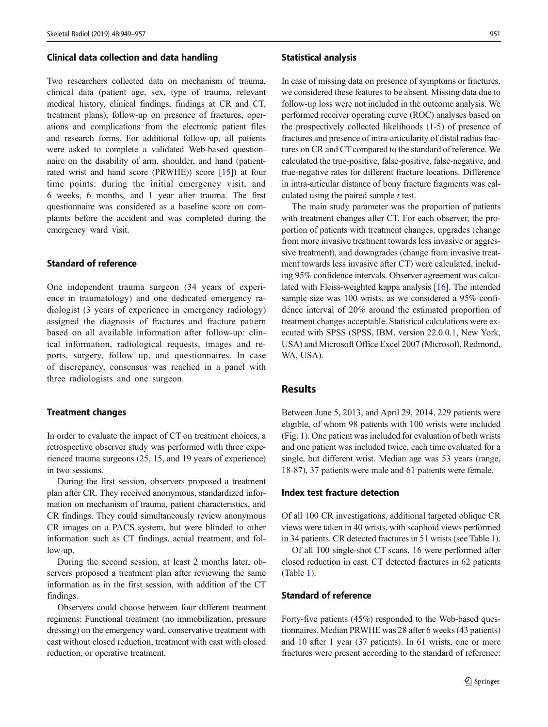### Clinical data collection and data handling

Two researchers collected data on mechanism of trauma, clinical data (patient age, sex, type of trauma, relevant medical history, clinical findings, findings at CR and CT, treatment plans), follow-up on presence of fractures, operations and complications from the electronic patient files and research forms. For additional follow-up, all patients were asked to complete a validated Web-based questionnaire on the disability of arm, shoulder, and hand (patient-rated wrist and hand score (PRWHE)) score [15]) at four time points: during the initial emergency visit, and 6 weeks, 6 months, and 1 year after trauma. The first questionnaire was considered as a baseline score on complaints before the accident and was completed during the emergency ward visit.

### Standard of reference

One independent trauma surgeon (34 years of experience in traumatology) and one dedicated emergency radiologist (3 years of experience in emergency radiology) assigned the diagnosis of fractures and fracture pattern based on all available information after follow-up: clinical information, radiological requests, images and reports, surgery, follow up, and questionnaires. In case of discrepancy, consensus was reached in a panel with three radiologists and one surgeon.

### Treatment changes

In order to evaluate the impact of CT on treatment choices, a retrospective observer study was performed with three experienced trauma surgeons (25, 15, and 19 years of experience) in two sessions.

During the first session, observers proposed a treatment plan after CR. They received anonymous, standardized information on mechanism of trauma, patient characteristics, and CR findings. They could simultaneously review anonymous CR images on a PACS system, but were blinded to other information such as CT findings, actual treatment, and follow-up.

During the second session, at least 2 months later, observers proposed a treatment plan after reviewing the same information as in the first session, with addition of the CT findings.

Observers could choose between four different treatment regimens: Functional treatment (no immobilization, pressure dressing) on the emergency ward, conservative treatment with cast without closed reduction, treatment with cast with closed reduction, or operative treatment.

### Statistical analysis

In case of missing data on presence of symptoms or fractures, we considered these features to be absent. Missing data due to follow-up loss were not included in the outcome analysis. We performed receiver operating curve (ROC) analyses based on the prospectively collected likelihoods (1-5) of presence of fractures and presence of intra-articularity of distal radius fractures on CR and CT compared to the standard of reference. We calculated the true-positive, false-positive, false-negative, and true-negative rates for different fracture locations. Difference in intra-articular distance of bony fracture fragments was calculated using the paired sample *t* test.

The main study parameter was the proportion of patients with treatment changes after CT. For each observer, the proportion of patients with treatment changes, upgrades (change from more invasive treatment towards less invasive or aggressive treatment), and downgrades (change from invasive treatment towards less invasive after CT) were calculated, including 95% confidence intervals. Observer agreement was calculated with Fleiss-weighted kappa analysis [16]. The intended sample size was 100 wrists, as we considered a 95% confidence interval of 20% around the estimated proportion of treatment changes acceptable. Statistical calculations were executed with SPSS (SPSS, IBM, version 22.0.0.1, New York, USA) and Microsoft Office Excel 2007 (Microsoft, Redmond, WA, USA).

## Results

Between June 5, 2013, and April 29, 2014, 229 patients were eligible, of whom 98 patients with 100 wrists were included (Fig. 1). One patient was included for evaluation of both wrists and one patient was included twice, each time evaluated for a single, but different wrist. Median age was 53 years (range, 18-87), 37 patients were male and 61 patients were female.

### Index test fracture detection

Of all 100 CR investigations, additional targeted oblique CR views were taken in 40 wrists, with scaphoid views performed in 34 patients. CR detected fractures in 51 wrists (see Table 1).

Of all 100 single-shot CT scans, 16 were performed after closed reduction in cast. CT detected fractures in 62 patients (Table 1).

### Standard of reference

Forty-five patients (45%) responded to the Web-based questionnaires. Median PRWHE was 28 after 6 weeks (43 patients) and 10 after 1 year (37 patients). In 61 wrists, one or more fractures were present according to the standard of reference: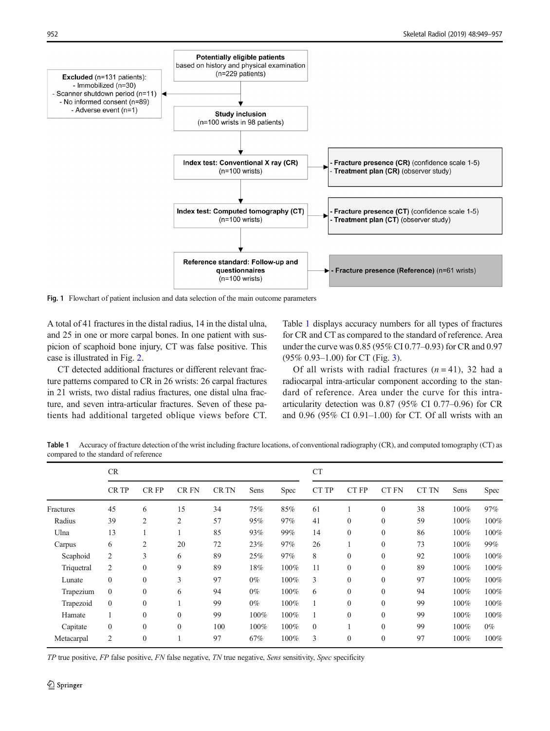Fig. 1 Flowchart of patient inclusion and data selection of the main outcome parameters

A total of 41 fractures in the distal radius, 14 in the distal ulna, and 25 in one or more carpal bones. In one patient with suspicion of scaphoid bone injury, CT was false positive. This case is illustrated in Fig. 2.

CT detected additional fractures or different relevant fracture patterns compared to CR in 26 wrists: 26 carpal fractures in 21 wrists, two distal radius fractures, one distal ulna fracture, and seven intra-articular fractures. Seven of these patients had additional targeted oblique views before CT. Table 1 displays accuracy numbers for all types of fractures for CR and CT as compared to the standard of reference. Area under the curve was 0.85 (95% CI 0.77–0.93) for CR and 0.97 (95% 0.93–1.00) for CT (Fig. 3).

Of all wrists with radial fractures ($n = 41$), 32 had a radiocarpal intra-articular component according to the standard of reference. Area under the curve for this intra-articularity detection was 0.87 (95% CI 0.77–0.96) for CR and 0.96 (95% CI 0.91–1.00) for CT. Of all wrists with an

**Table 1** Accuracy of fracture detection of the wrist including fracture locations, of conventional radiography (CR), and computed tomography (CT) as compared to the standard of reference

| | CR | | | | | | CT | | | | | |
|---|---|---|---|---|---|---|---|---|---|---|---|---|
| | CR TP | CR FP | CR FN | CR TN | Sens | Spec | CT TP | CT FP | CT FN | CT TN | Sens | Spec |
| Fractures | 45 | 6 | 15 | 34 | 75% | 85% | 61 | 1 | 0 | 38 | 100% | 97% |
| Radius | 39 | 2 | 2 | 57 | 95% | 97% | 41 | 0 | 0 | 59 | 100% | 100% |
| Ulna | 13 | 1 | 1 | 85 | 93% | 99% | 14 | 0 | 0 | 86 | 100% | 100% |
| Carpus | 6 | 2 | 20 | 72 | 23% | 97% | 26 | 1 | 0 | 73 | 100% | 99% |
| Scaphoid | 2 | 3 | 6 | 89 | 25% | 97% | 8 | 0 | 0 | 92 | 100% | 100% |
| Triquetral | 2 | 0 | 9 | 89 | 18% | 100% | 11 | 0 | 0 | 89 | 100% | 100% |
| Lunate | 0 | 0 | 3 | 97 | 0% | 100% | 3 | 0 | 0 | 97 | 100% | 100% |
| Trapezium | 0 | 0 | 6 | 94 | 0% | 100% | 6 | 0 | 0 | 94 | 100% | 100% |
| Trapezoid | 0 | 0 | 1 | 99 | 0% | 100% | 1 | 0 | 0 | 99 | 100% | 100% |
| Hamate | 1 | 0 | 0 | 99 | 100% | 100% | 1 | 0 | 0 | 99 | 100% | 100% |
| Capitate | 0 | 0 | 0 | 100 | 100% | 100% | 0 | 1 | 0 | 99 | 100% | 0% |
| Metacarpal | 2 | 0 | 1 | 97 | 67% | 100% | 3 | 0 | 0 | 97 | 100% | 100% |

*TP* true positive, *FP* false positive, *FN* false negative, *TN* true negative, *Sens* sensitivity, *Spec* specificity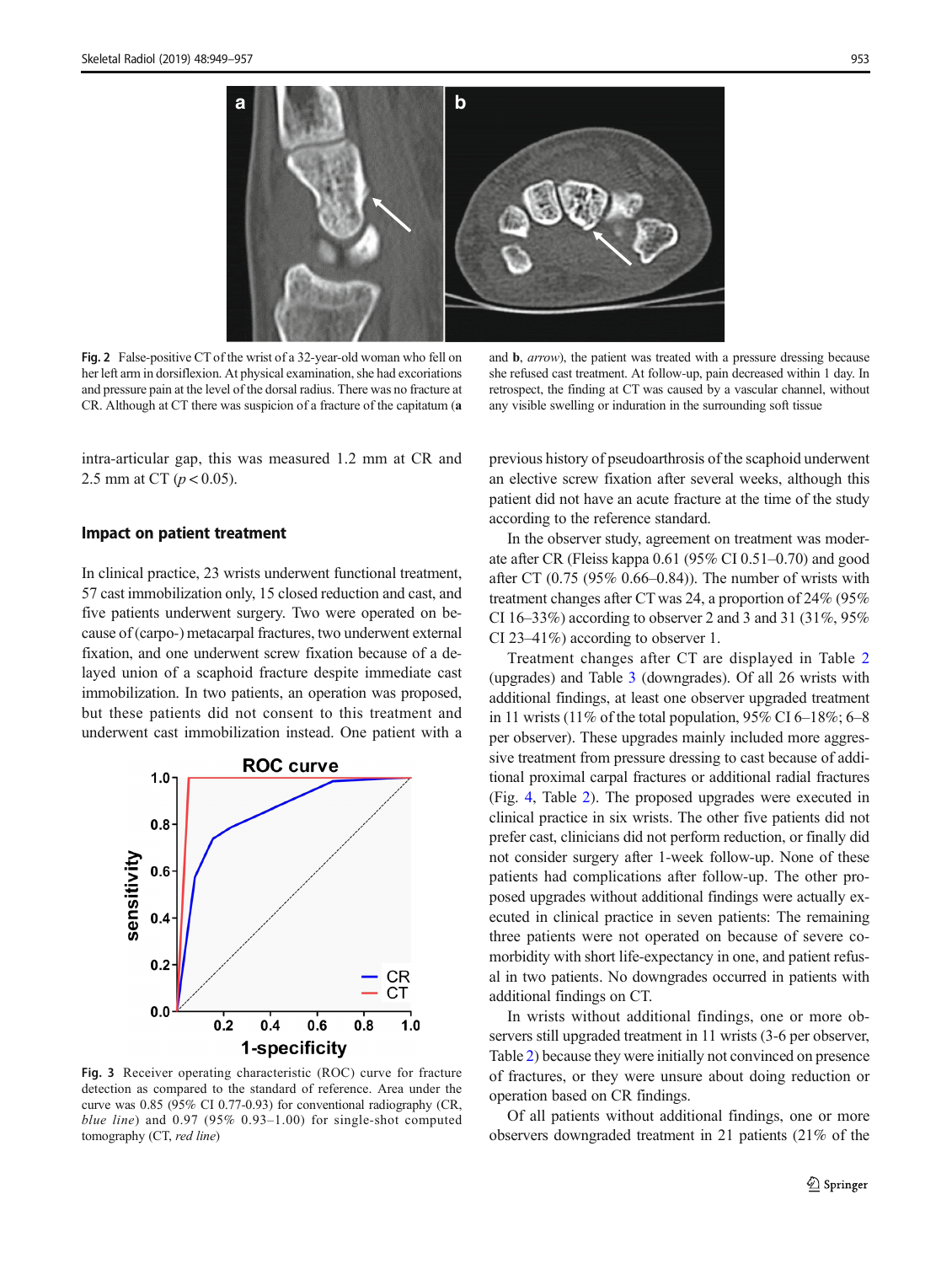Fig. 2 False-positive CT of the wrist of a 32-year-old woman who fell on her left arm in dorsiflexion. At physical examination, she had excoriations and pressure pain at the level of the dorsal radius. There was no fracture at CR. Although at CT there was suspicion of a fracture of the capitatum (**a** and **b**, *arrow*), the patient was treated with a pressure dressing because she refused cast treatment. At follow-up, pain decreased within 1 day. In retrospect, the finding at CT was caused by a vascular channel, without any visible swelling or induration in the surrounding soft tissue

intra-articular gap, this was measured 1.2 mm at CR and 2.5 mm at CT ($p < 0.05$).

## Impact on patient treatment

In clinical practice, 23 wrists underwent functional treatment, 57 cast immobilization only, 15 closed reduction and cast, and five patients underwent surgery. Two were operated on because of (carpo-) metacarpal fractures, two underwent external fixation, and one underwent screw fixation because of a delayed union of a scaphoid fracture despite immediate cast immobilization. In two patients, an operation was proposed, but these patients did not consent to this treatment and underwent cast immobilization instead. One patient with a previous history of pseudoarthrosis of the scaphoid underwent an elective screw fixation after several weeks, although this patient did not have an acute fracture at the time of the study according to the reference standard.

Fig. 3 Receiver operating characteristic (ROC) curve for fracture detection as compared to the standard of reference. Area under the curve was 0.85 (95% CI 0.77-0.93) for conventional radiography (CR, *blue line*) and 0.97 (95% CI 0.93–1.00) for single-shot computed tomography (CT, *red line*)

In the observer study, agreement on treatment was moderate after CR (Fleiss kappa 0.61 (95% CI 0.51–0.70) and good after CT (0.75 (95% 0.66–0.84)). The number of wrists with treatment changes after CT was 24, a proportion of 24% (95% CI 16–33%) according to observer 2 and 3 and 31 (31%, 95% CI 23–41%) according to observer 1.

Treatment changes after CT are displayed in Table 2 (upgrades) and Table 3 (downgrades). Of all 26 wrists with additional findings, at least one observer upgraded treatment in 11 wrists (11% of the total population, 95% CI 6–18%; 6–8 per observer). These upgrades mainly included more aggressive treatment from pressure dressing to cast because of additional proximal carpal fractures or additional radial fractures (Fig. 4, Table 2). The proposed upgrades were executed in clinical practice in six wrists. The other five patients did not prefer cast, clinicians did not perform reduction, or finally did not consider surgery after 1-week follow-up. None of these patients had complications after follow-up. The other proposed upgrades without additional findings were actually executed in clinical practice in seven patients: The remaining three patients were not operated on because of severe comorbidity with short life-expectancy in one, and patient refusal in two patients. No downgrades occurred in patients with additional findings on CT.

In wrists without additional findings, one or more observers still upgraded treatment in 11 wrists (3-6 per observer, Table 2) because they were initially not convinced on presence of fractures, or they were unsure about doing reduction or operation based on CR findings.

Of all patients without additional findings, one or more observers downgraded treatment in 21 patients (21% of the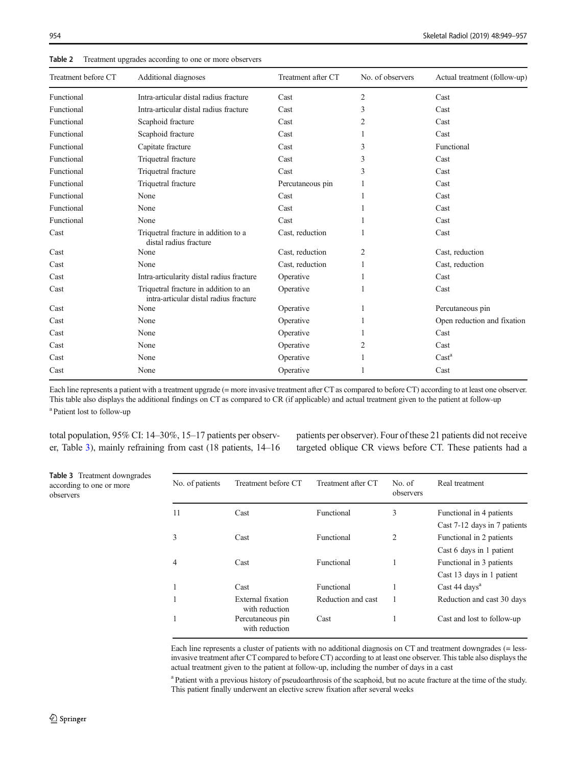**Table 2** Treatment upgrades according to one or more observers

| Treatment before CT | Additional diagnoses | Treatment after CT | No. of observers | Actual treatment (follow-up) |
|---|---|---|---|---|
| Functional | Intra-articular distal radius fracture | Cast | 2 | Cast |
| Functional | Intra-articular distal radius fracture | Cast | 3 | Cast |
| Functional | Scaphoid fracture | Cast | 2 | Cast |
| Functional | Scaphoid fracture | Cast | 1 | Cast |
| Functional | Capitate fracture | Cast | 3 | Functional |
| Functional | Triquetral fracture | Cast | 3 | Cast |
| Functional | Triquetral fracture | Cast | 3 | Cast |
| Functional | Triquetral fracture | Percutaneous pin | 1 | Cast |
| Functional | None | Cast | 1 | Cast |
| Functional | None | Cast | 1 | Cast |
| Functional | None | Cast | 1 | Cast |
| Cast | Triquetral fracture in addition to a distal radius fracture | Cast, reduction | 1 | Cast |
| Cast | None | Cast, reduction | 2 | Cast, reduction |
| Cast | None | Cast, reduction | 1 | Cast, reduction |
| Cast | Intra-articularity distal radius fracture | Operative | 1 | Cast |
| Cast | Triquetral fracture in addition to an intra-articular distal radius fracture | Operative | 1 | Cast |
| Cast | None | Operative | 1 | Percutaneous pin |
| Cast | None | Operative | 1 | Open reduction and fixation |
| Cast | None | Operative | 1 | Cast |
| Cast | None | Operative | 2 | Cast |
| Cast | None | Operative | 1 | Cast[a] |
| Cast | None | Operative | 1 | Cast |

Each line represents a patient with a treatment upgrade (= more invasive treatment after CT as compared to before CT) according to at least one observer. This table also displays the additional findings on CT as compared to CR (if applicable) and actual treatment given to the patient at follow-up

[a] Patient lost to follow-up

total population, 95% CI: 14–30%, 15–17 patients per observer, Table 3), mainly refraining from cast (18 patients, 14–16 patients per observer). Four of these 21 patients did not receive targeted oblique CR views before CT. These patients had a

**Table 3** Treatment downgrades according to one or more observers

| No. of patients | Treatment before CT | Treatment after CT | No. of observers | Real treatment |
|---|---|---|---|---|
| 11 | Cast | Functional | 3 | Functional in 4 patients |
| | | | | Cast 7-12 days in 7 patients |
| 3 | Cast | Functional | 2 | Functional in 2 patients |
| | | | | Cast 6 days in 1 patient |
| 4 | Cast | Functional | 1 | Functional in 3 patients |
| | | | | Cast 13 days in 1 patient |
| 1 | Cast | Functional | 1 | Cast 44 days[a] |
| 1 | External fixation with reduction | Reduction and cast | 1 | Reduction and cast 30 days |
| 1 | Percutaneous pin with reduction | Cast | 1 | Cast and lost to follow-up |

Each line represents a cluster of patients with no additional diagnosis on CT and treatment downgrades (= less-invasive treatment after CT compared to before CT) according to at least one observer. This table also displays the actual treatment given to the patient at follow-up, including the number of days in a cast

[a] Patient with a previous history of pseudoarthrosis of the scaphoid, but no acute fracture at the time of the study. This patient finally underwent an elective screw fixation after several weeks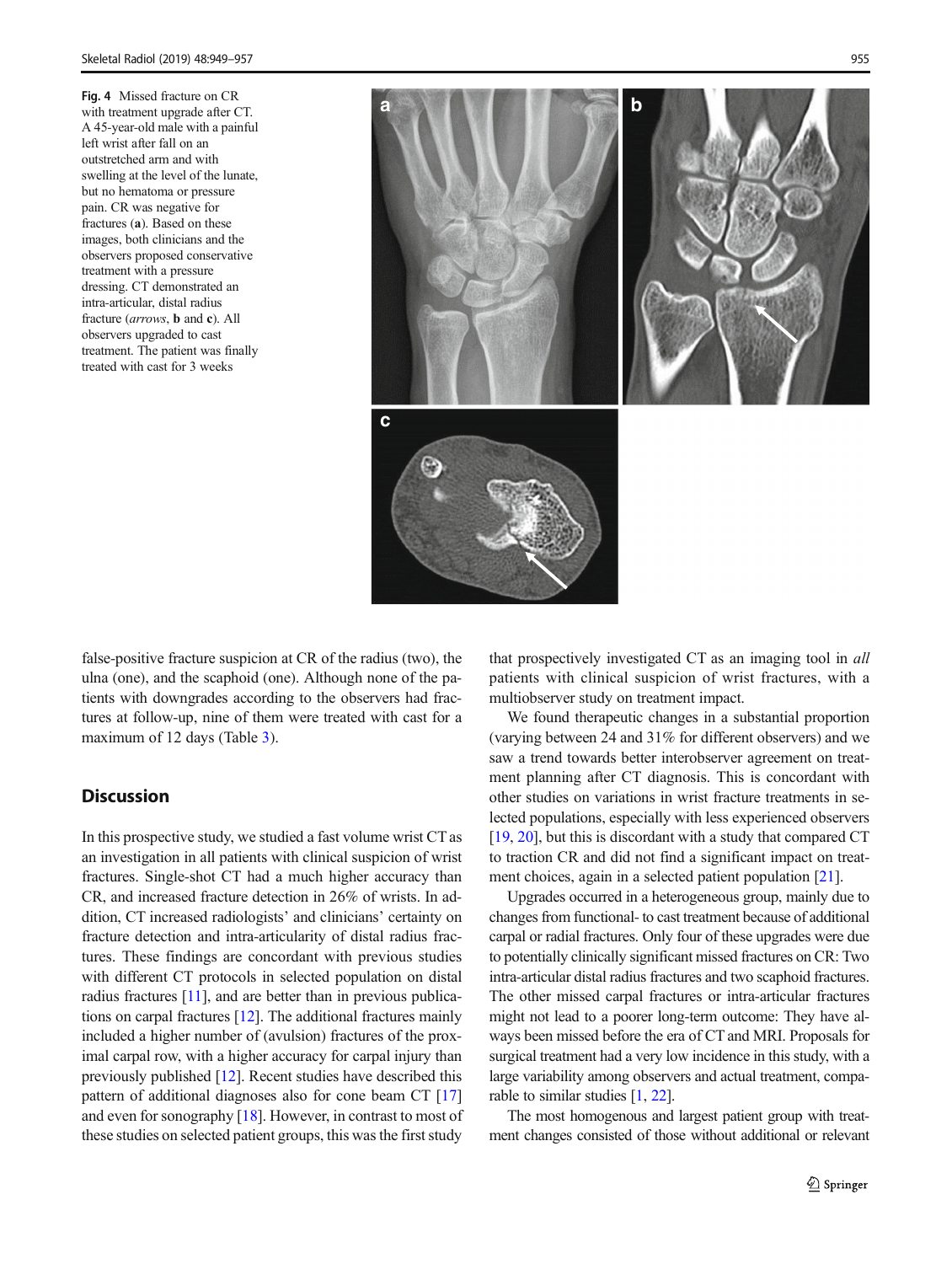Fig. 4 Missed fracture on CR with treatment upgrade after CT. A 45-year-old male with a painful left wrist after fall on an outstretched arm and with swelling at the level of the lunate, but no hematoma or pressure pain. CR was negative for fractures (**a**). Based on these images, both clinicians and the observers proposed conservative treatment with a pressure dressing. CT demonstrated an intra-articular, distal radius fracture (*arrows*, **b** and **c**). All observers upgraded to cast treatment. The patient was finally treated with cast for 3 weeks

false-positive fracture suspicion at CR of the radius (two), the ulna (one), and the scaphoid (one). Although none of the patients with downgrades according to the observers had fractures at follow-up, nine of them were treated with cast for a maximum of 12 days (Table 3).

## Discussion

In this prospective study, we studied a fast volume wrist CT as an investigation in all patients with clinical suspicion of wrist fractures. Single-shot CT had a much higher accuracy than CR, and increased fracture detection in 26% of wrists. In addition, CT increased radiologists' and clinicians' certainty on fracture detection and intra-articularity of distal radius fractures. These findings are concordant with previous studies with different CT protocols in selected population on distal radius fractures [11], and are better than in previous publications on carpal fractures [12]. The additional fractures mainly included a higher number of (avulsion) fractures of the proximal carpal row, with a higher accuracy for carpal injury than previously published [12]. Recent studies have described this pattern of additional diagnoses also for cone beam CT [17] and even for sonography [18]. However, in contrast to most of these studies on selected patient groups, this was the first study that prospectively investigated CT as an imaging tool in *all* patients with clinical suspicion of wrist fractures, with a multiobserver study on treatment impact.

We found therapeutic changes in a substantial proportion (varying between 24 and 31% for different observers) and we saw a trend towards better interobserver agreement on treatment planning after CT diagnosis. This is concordant with other studies on variations in wrist fracture treatments in selected populations, especially with less experienced observers [19, 20], but this is discordant with a study that compared CT to traction CR and did not find a significant impact on treatment choices, again in a selected patient population [21].

Upgrades occurred in a heterogeneous group, mainly due to changes from functional- to cast treatment because of additional carpal or radial fractures. Only four of these upgrades were due to potentially clinically significant missed fractures on CR: Two intra-articular distal radius fractures and two scaphoid fractures. The other missed carpal fractures or intra-articular fractures might not lead to a poorer long-term outcome: They have always been missed before the era of CT and MRI. Proposals for surgical treatment had a very low incidence in this study, with a large variability among observers and actual treatment, comparable to similar studies [1, 22].

The most homogenous and largest patient group with treatment changes consisted of those without additional or relevant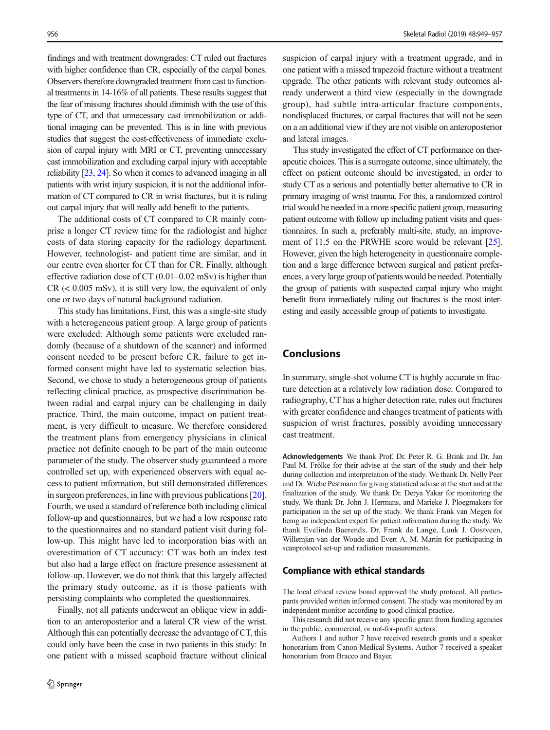findings and with treatment downgrades: CT ruled out fractures with higher confidence than CR, especially of the carpal bones. Observers therefore downgraded treatment from cast to functional treatments in 14-16% of all patients. These results suggest that the fear of missing fractures should diminish with the use of this type of CT, and that unnecessary cast immobilization or additional imaging can be prevented. This is in line with previous studies that suggest the cost-effectiveness of immediate exclusion of carpal injury with MRI or CT, preventing unnecessary cast immobilization and excluding carpal injury with acceptable reliability [23, 24]. So when it comes to advanced imaging in all patients with wrist injury suspicion, it is not the additional information of CT compared to CR in wrist fractures, but it is ruling out carpal injury that will really add benefit to the patients.

The additional costs of CT compared to CR mainly comprise a longer CT review time for the radiologist and higher costs of data storing capacity for the radiology department. However, technologist- and patient time are similar, and in our centre even shorter for CT than for CR. Finally, although effective radiation dose of CT (0.01–0.02 mSv) is higher than CR (< 0.005 mSv), it is still very low, the equivalent of only one or two days of natural background radiation.

This study has limitations. First, this was a single-site study with a heterogeneous patient group. A large group of patients were excluded: Although some patients were excluded randomly (because of a shutdown of the scanner) and informed consent needed to be present before CR, failure to get informed consent might have led to systematic selection bias. Second, we chose to study a heterogeneous group of patients reflecting clinical practice, as prospective discrimination between radial and carpal injury can be challenging in daily practice. Third, the main outcome, impact on patient treatment, is very difficult to measure. We therefore considered the treatment plans from emergency physicians in clinical practice not definite enough to be part of the main outcome parameter of the study. The observer study guaranteed a more controlled set up, with experienced observers with equal access to patient information, but still demonstrated differences in surgeon preferences, in line with previous publications [20]. Fourth, we used a standard of reference both including clinical follow-up and questionnaires, but we had a low response rate to the questionnaires and no standard patient visit during follow-up. This might have led to incorporation bias with an overestimation of CT accuracy: CT was both an index test but also had a large effect on fracture presence assessment at follow-up. However, we do not think that this largely affected the primary study outcome, as it is those patients with persisting complaints who completed the questionnaires.

Finally, not all patients underwent an oblique view in addition to an anteroposterior and a lateral CR view of the wrist. Although this can potentially decrease the advantage of CT, this could only have been the case in two patients in this study: In one patient with a missed scaphoid fracture without clinical suspicion of carpal injury with a treatment upgrade, and in one patient with a missed trapezoid fracture without a treatment upgrade. The other patients with relevant study outcomes already underwent a third view (especially in the downgrade group), had subtle intra-articular fracture components, nondisplaced fractures, or carpal fractures that will not be seen on a an additional view if they are not visible on anteroposterior and lateral images.

This study investigated the effect of CT performance on therapeutic choices. This is a surrogate outcome, since ultimately, the effect on patient outcome should be investigated, in order to study CT as a serious and potentially better alternative to CR in primary imaging of wrist trauma. For this, a randomized control trial would be needed in a more specific patient group, measuring patient outcome with follow up including patient visits and questionnaires. In such a, preferably multi-site, study, an improvement of 11.5 on the PRWHE score would be relevant [25]. However, given the high heterogeneity in questionnaire completion and a large difference between surgical and patient preferences, a very large group of patients would be needed. Potentially the group of patients with suspected carpal injury who might benefit from immediately ruling out fractures is the most interesting and easily accessible group of patients to investigate.

## Conclusions

In summary, single-shot volume CT is highly accurate in fracture detection at a relatively low radiation dose. Compared to radiography, CT has a higher detection rate, rules out fractures with greater confidence and changes treatment of patients with suspicion of wrist fractures, possibly avoiding unnecessary cast treatment.

**Acknowledgements** We thank Prof. Dr. Peter R. G. Brink and Dr. Jan Paul M. Frölke for their advise at the start of the study and their help during collection and interpretation of the study. We thank Dr. Nelly Peer and Dr. Wiebe Pestmann for giving statistical advise at the start and at the finalization of the study. We thank Dr. Derya Yakar for monitoring the study. We thank Dr. John J. Hermans, and Marieke J. Ploegmakers for participation in the set up of the study. We thank Frank van Megen for being an independent expert for patient information during the study. We thank Evelinda Baerends, Dr. Frank de Lange, Luuk J. Oostveen, Willemjan van der Woude and Evert A. M. Martin for participating in scanprotocol set-up and radiation measurements.

### Compliance with ethical standards

The local ethical review board approved the study protocol. All participants provided written informed consent. The study was monitored by an independent monitor according to good clinical practice.

This research did not receive any specific grant from funding agencies in the public, commercial, or not-for-profit sectors.

Authors 1 and author 7 have received research grants and a speaker honorarium from Canon Medical Systems. Author 7 received a speaker honorarium from Bracco and Bayer.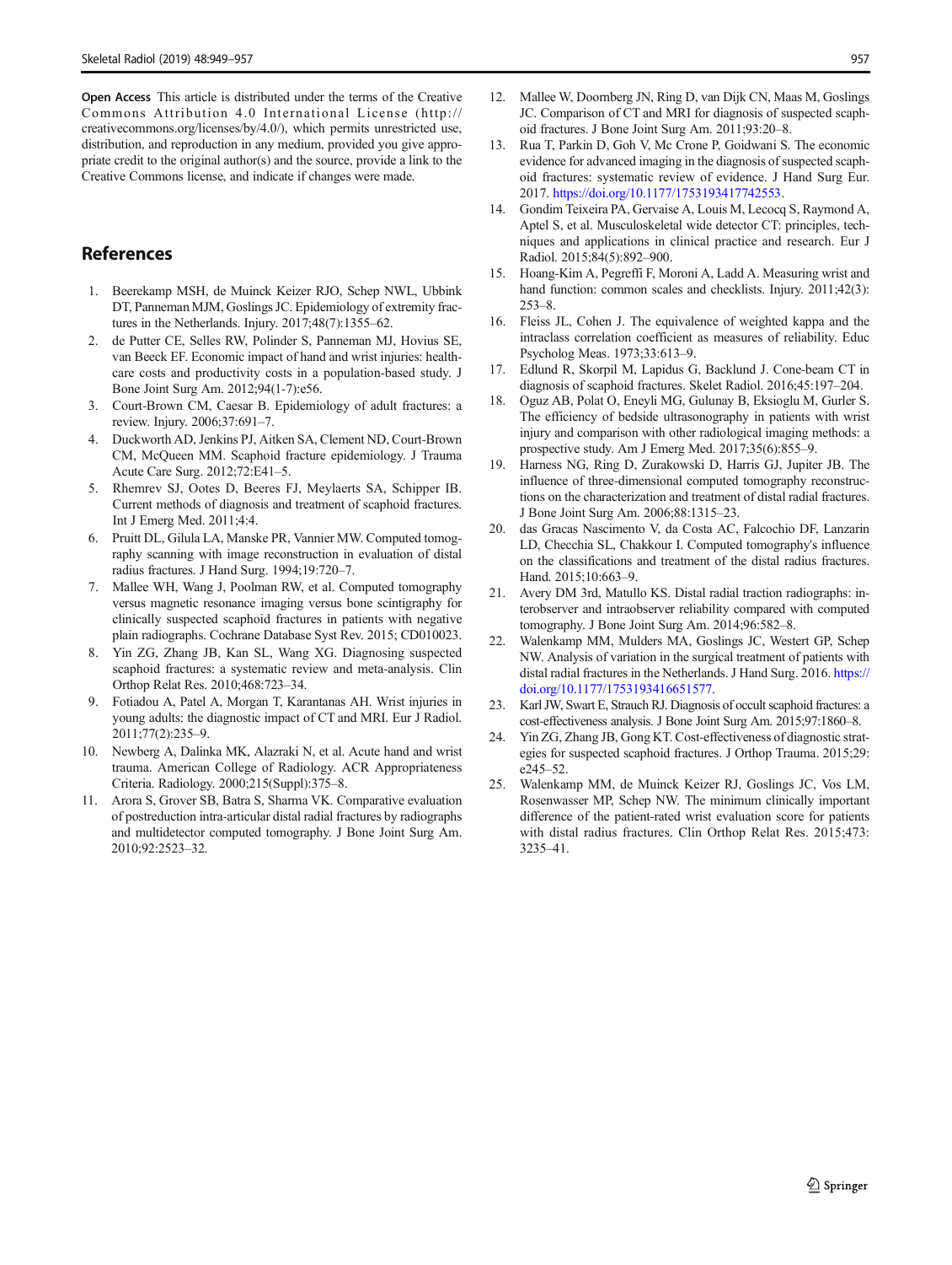**Open Access** This article is distributed under the terms of the Creative Commons Attribution 4.0 International License (http://creativecommons.org/licenses/by/4.0/), which permits unrestricted use, distribution, and reproduction in any medium, provided you give appropriate credit to the original author(s) and the source, provide a link to the Creative Commons license, and indicate if changes were made.

## References

1. Beerekamp MSH, de Muinck Keizer RJO, Schep NWL, Ubbink DT, Panneman MJM, Goslings JC. Epidemiology of extremity fractures in the Netherlands. Injury. 2017;48(7):1355–62.
2. de Putter CE, Selles RW, Polinder S, Panneman MJ, Hovius SE, van Beeck EF. Economic impact of hand and wrist injuries: healthcare costs and productivity costs in a population-based study. J Bone Joint Surg Am. 2012;94(1-7):e56.
3. Court-Brown CM, Caesar B. Epidemiology of adult fractures: a review. Injury. 2006;37:691–7.
4. Duckworth AD, Jenkins PJ, Aitken SA, Clement ND, Court-Brown CM, McQueen MM. Scaphoid fracture epidemiology. J Trauma Acute Care Surg. 2012;72:E41–5.
5. Rhemrev SJ, Ootes D, Beeres FJ, Meylaerts SA, Schipper IB. Current methods of diagnosis and treatment of scaphoid fractures. Int J Emerg Med. 2011;4:4.
6. Pruitt DL, Gilula LA, Manske PR, Vannier MW. Computed tomography scanning with image reconstruction in evaluation of distal radius fractures. J Hand Surg. 1994;19:720–7.
7. Mallee WH, Wang J, Poolman RW, et al. Computed tomography versus magnetic resonance imaging versus bone scintigraphy for clinically suspected scaphoid fractures in patients with negative plain radiographs. Cochrane Database Syst Rev. 2015; CD010023.
8. Yin ZG, Zhang JB, Kan SL, Wang XG. Diagnosing suspected scaphoid fractures: a systematic review and meta-analysis. Clin Orthop Relat Res. 2010;468:723–34.
9. Fotiadou A, Patel A, Morgan T, Karantanas AH. Wrist injuries in young adults: the diagnostic impact of CT and MRI. Eur J Radiol. 2011;77(2):235–9.
10. Newberg A, Dalinka MK, Alazraki N, et al. Acute hand and wrist trauma. American College of Radiology. ACR Appropriateness Criteria. Radiology. 2000;215(Suppl):375–8.
11. Arora S, Grover SB, Batra S, Sharma VK. Comparative evaluation of postreduction intra-articular distal radial fractures by radiographs and multidetector computed tomography. J Bone Joint Surg Am. 2010;92:2523–32.
12. Mallee W, Doornberg JN, Ring D, van Dijk CN, Maas M, Goslings JC. Comparison of CT and MRI for diagnosis of suspected scaphoid fractures. J Bone Joint Surg Am. 2011;93:20–8.
13. Rua T, Parkin D, Goh V, Mc Crone P, Goidwani S. The economic evidence for advanced imaging in the diagnosis of suspected scaphoid fractures: systematic review of evidence. J Hand Surg Eur. 2017. https://doi.org/10.1177/1753193417742553.
14. Gondim Teixeira PA, Gervaise A, Louis M, Lecocq S, Raymond A, Aptel S, et al. Musculoskeletal wide detector CT: principles, techniques and applications in clinical practice and research. Eur J Radiol. 2015;84(5):892–900.
15. Hoang-Kim A, Pegreffi F, Moroni A, Ladd A. Measuring wrist and hand function: common scales and checklists. Injury. 2011;42(3):253–8.
16. Fleiss JL, Cohen J. The equivalence of weighted kappa and the intraclass correlation coefficient as measures of reliability. Educ Psycholog Meas. 1973;33:613–9.
17. Edlund R, Skorpil M, Lapidus G, Backlund J. Cone-beam CT in diagnosis of scaphoid fractures. Skelet Radiol. 2016;45:197–204.
18. Oguz AB, Polat O, Eneyli MG, Gulunay B, Eksioglu M, Gurler S. The efficiency of bedside ultrasonography in patients with wrist injury and comparison with other radiological imaging methods: a prospective study. Am J Emerg Med. 2017;35(6):855–9.
19. Harness NG, Ring D, Zurakowski D, Harris GJ, Jupiter JB. The influence of three-dimensional computed tomography reconstructions on the characterization and treatment of distal radial fractures. J Bone Joint Surg Am. 2006;88:1315–23.
20. das Gracas Nascimento V, da Costa AC, Falcochio DF, Lanzarin LD, Checchia SL, Chakkour I. Computed tomography's influence on the classifications and treatment of the distal radius fractures. Hand. 2015;10:663–9.
21. Avery DM 3rd, Matullo KS. Distal radial traction radiographs: interobserver and intraobserver reliability compared with computed tomography. J Bone Joint Surg Am. 2014;96:582–8.
22. Walenkamp MM, Mulders MA, Goslings JC, Westert GP, Schep NW. Analysis of variation in the surgical treatment of patients with distal radial fractures in the Netherlands. J Hand Surg. 2016. https://doi.org/10.1177/1753193416651577.
23. Karl JW, Swart E, Strauch RJ. Diagnosis of occult scaphoid fractures: a cost-effectiveness analysis. J Bone Joint Surg Am. 2015;97:1860–8.
24. Yin ZG, Zhang JB, Gong KT. Cost-effectiveness of diagnostic strategies for suspected scaphoid fractures. J Orthop Trauma. 2015;29:e245–52.
25. Walenkamp MM, de Muinck Keizer RJ, Goslings JC, Vos LM, Rosenwasser MP, Schep NW. The minimum clinically important difference of the patient-rated wrist evaluation score for patients with distal radius fractures. Clin Orthop Relat Res. 2015;473:3235–41.